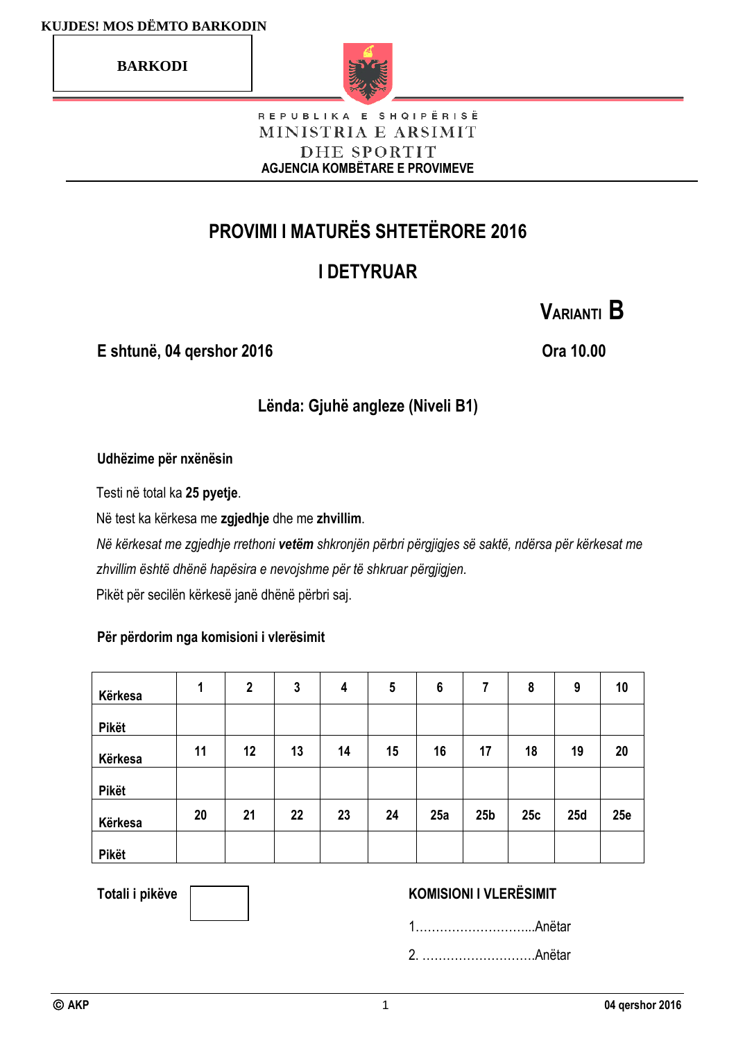KUJDES! MOS DËMTO BARKODIN

BARKODI

REPUBLIKA E SHQIPËRISË
MINISTRIA E ARSIMIT
DHE SPORTIT
AGJENCIA KOMBËTARE E PROVIMEVE

# PROVIMI I MATURËS SHTETËRORE 2016

## I DETYRUAR

**VARIANTI B**

**E shtunë, 04 qershor 2016** **Ora 10.00**

### Lënda: Gjuhë angleze (Niveli B1)

**Udhëzime për nxënësin**

Testi në total ka **25 pyetje**.

Në test ka kërkesa me **zgjedhje** dhe me **zhvillim**.

*Në kërkesat me zgjedhje rrethoni **vetëm** shkronjën përbri përgjigjes së saktë, ndërsa për kërkesat me zhvillim është dhënë hapësira e nevojshme për të shkruar përgjigjen.*

Pikët për secilën kërkesë janë dhënë përbri saj.

**Për përdorim nga komisioni i vlerësimit**

| Kërkesa | 1 | 2 | 3 | 4 | 5 | 6 | 7 | 8 | 9 | 10 |
|---|---|---|---|---|---|---|---|---|---|---|
| Pikët | | | | | | | | | | |
| Kërkesa | 11 | 12 | 13 | 14 | 15 | 16 | 17 | 18 | 19 | 20 |
| Pikët | | | | | | | | | | |
| Kërkesa | 20 | 21 | 22 | 23 | 24 | 25a | 25b | 25c | 25d | 25e |
| Pikët | | | | | | | | | | |

**Totali i pikëve**

**KOMISIONI I VLERËSIMIT**

1.............................Anëtar

2. ............................Anëtar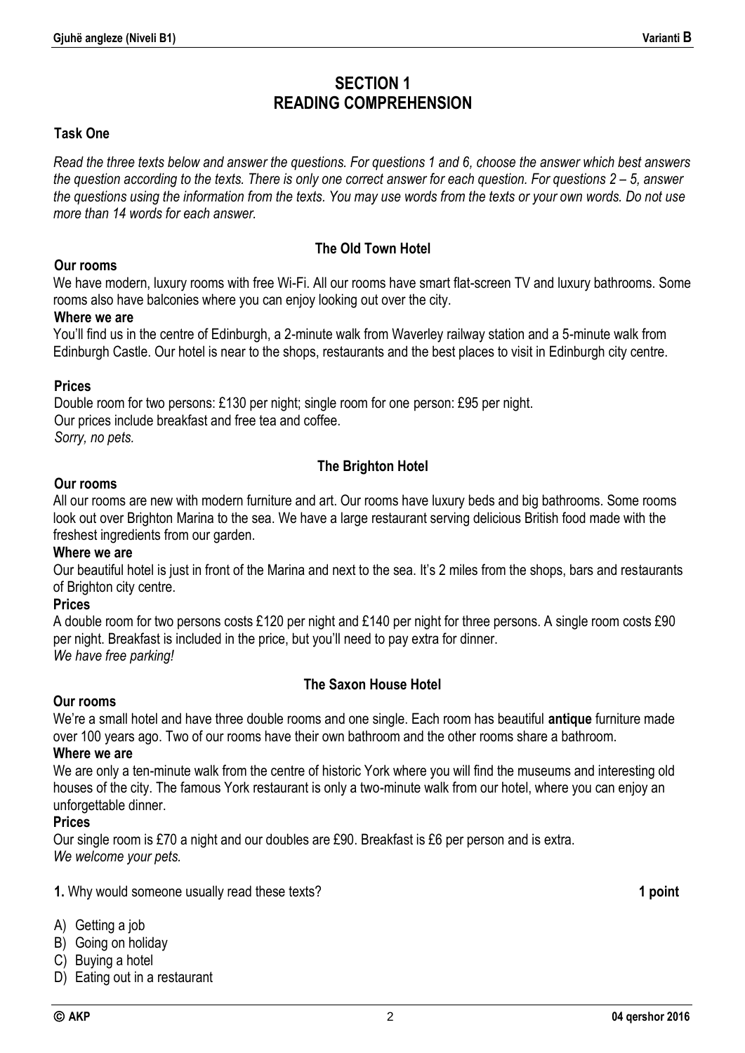# SECTION 1
# READING COMPREHENSION

**Task One**

*Read the three texts below and answer the questions. For questions 1 and 6, choose the answer which best answers the question according to the texts. There is only one correct answer for each question. For questions 2 – 5, answer the questions using the information from the texts. You may use words from the texts or your own words. Do not use more than 14 words for each answer.*

### The Old Town Hotel

**Our rooms**

We have modern, luxury rooms with free Wi-Fi. All our rooms have smart flat-screen TV and luxury bathrooms. Some rooms also have balconies where you can enjoy looking out over the city.

**Where we are**

You'll find us in the centre of Edinburgh, a 2-minute walk from Waverley railway station and a 5-minute walk from Edinburgh Castle. Our hotel is near to the shops, restaurants and the best places to visit in Edinburgh city centre.

**Prices**

Double room for two persons: £130 per night; single room for one person: £95 per night.
Our prices include breakfast and free tea and coffee.
*Sorry, no pets.*

### The Brighton Hotel

**Our rooms**

All our rooms are new with modern furniture and art. Our rooms have luxury beds and big bathrooms. Some rooms look out over Brighton Marina to the sea. We have a large restaurant serving delicious British food made with the freshest ingredients from our garden.

**Where we are**

Our beautiful hotel is just in front of the Marina and next to the sea. It's 2 miles from the shops, bars and restaurants of Brighton city centre.

**Prices**

A double room for two persons costs £120 per night and £140 per night for three persons. A single room costs £90 per night. Breakfast is included in the price, but you'll need to pay extra for dinner.
*We have free parking!*

### The Saxon House Hotel

**Our rooms**

We're a small hotel and have three double rooms and one single. Each room has beautiful **antique** furniture made over 100 years ago. Two of our rooms have their own bathroom and the other rooms share a bathroom.

**Where we are**

We are only a ten-minute walk from the centre of historic York where you will find the museums and interesting old houses of the city. The famous York restaurant is only a two-minute walk from our hotel, where you can enjoy an unforgettable dinner.

**Prices**

Our single room is £70 a night and our doubles are £90. Breakfast is £6 per person and is extra.
*We welcome your pets.*

**1.** Why would someone usually read these texts? **1 point**

A) Getting a job
B) Going on holiday
C) Buying a hotel
D) Eating out in a restaurant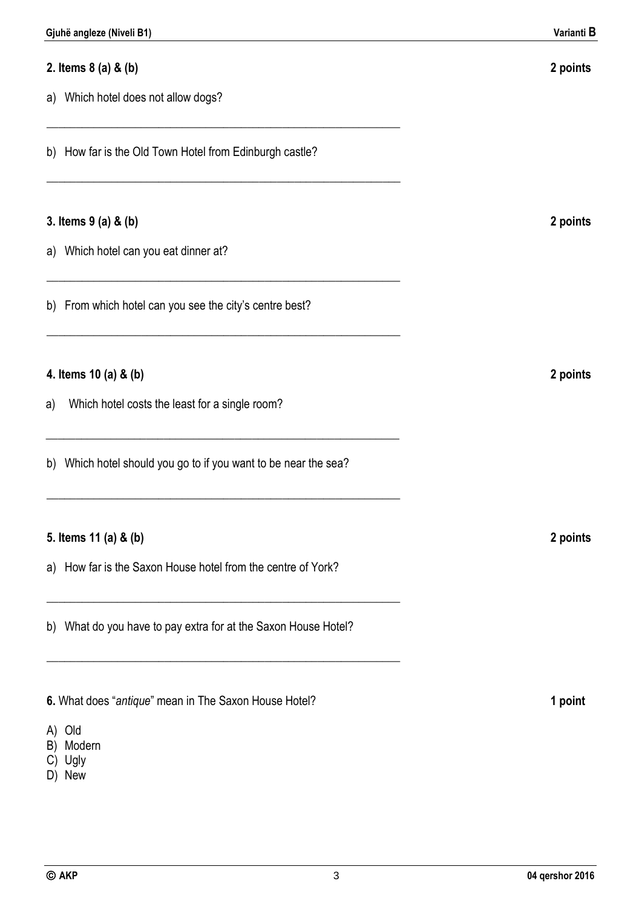**2. Items 8 (a) & (b)** **2 points**

a) Which hotel does not allow dogs?

_______________________________________________________________

b) How far is the Old Town Hotel from Edinburgh castle?

_______________________________________________________________

**3. Items 9 (a) & (b)** **2 points**

a) Which hotel can you eat dinner at?

_______________________________________________________________

b) From which hotel can you see the city's centre best?

_______________________________________________________________

**4. Items 10 (a) & (b)** **2 points**

a) Which hotel costs the least for a single room?

_______________________________________________________________

b) Which hotel should you go to if you want to be near the sea?

_______________________________________________________________

**5. Items 11 (a) & (b)** **2 points**

a) How far is the Saxon House hotel from the centre of York?

_______________________________________________________________

b) What do you have to pay extra for at the Saxon House Hotel?

_______________________________________________________________

**6.** What does "*antique*" mean in The Saxon House Hotel? **1 point**

A) Old
B) Modern
C) Ugly
D) New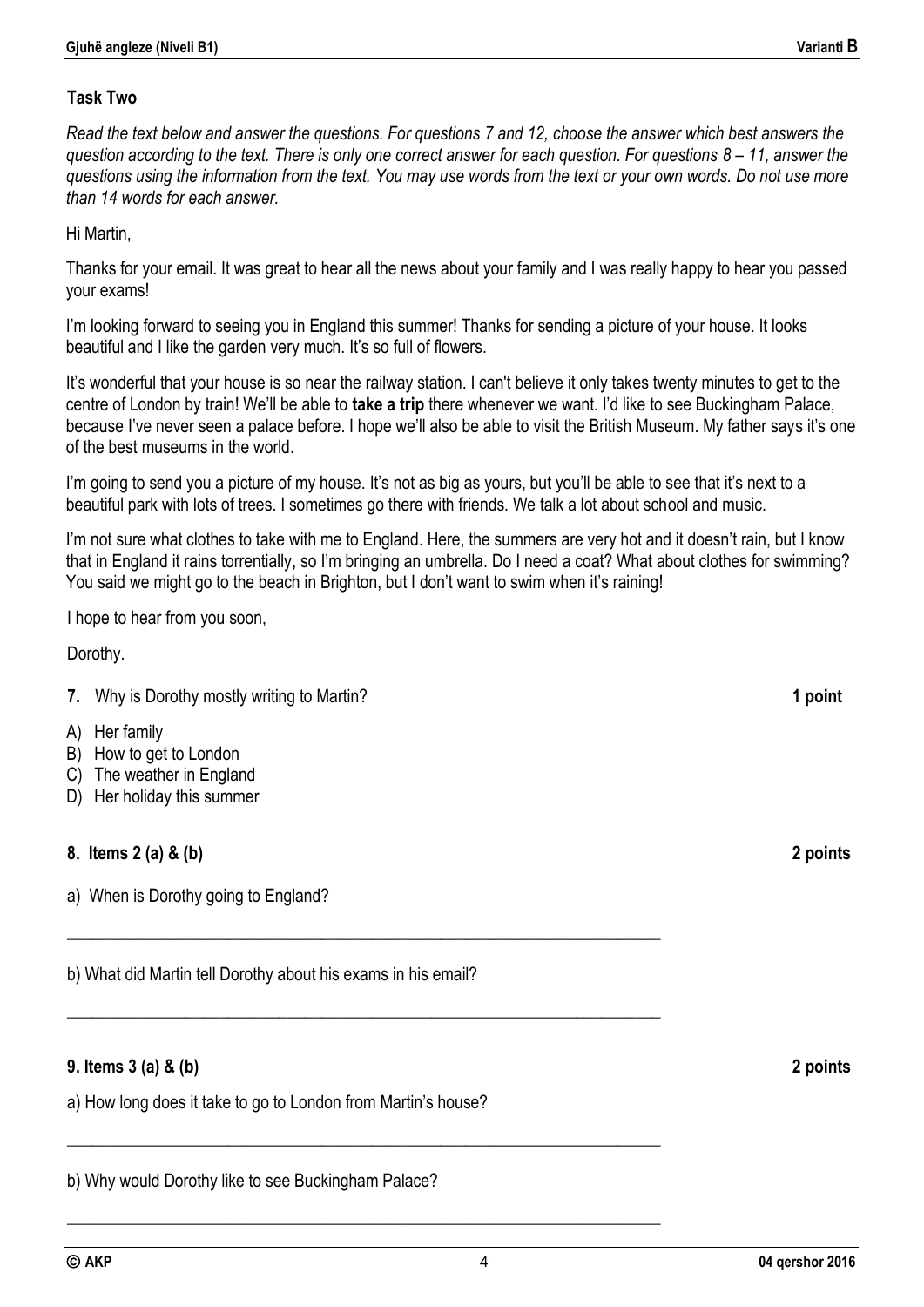### Task Two

*Read the text below and answer the questions. For questions 7 and 12, choose the answer which best answers the question according to the text. There is only one correct answer for each question. For questions 8 – 11, answer the questions using the information from the text. You may use words from the text or your own words. Do not use more than 14 words for each answer.*

Hi Martin,

Thanks for your email. It was great to hear all the news about your family and I was really happy to hear you passed your exams!

I'm looking forward to seeing you in England this summer! Thanks for sending a picture of your house. It looks beautiful and I like the garden very much. It's so full of flowers.

It's wonderful that your house is so near the railway station. I can't believe it only takes twenty minutes to get to the centre of London by train! We'll be able to **take a trip** there whenever we want. I'd like to see Buckingham Palace, because I've never seen a palace before. I hope we'll also be able to visit the British Museum. My father says it's one of the best museums in the world.

I'm going to send you a picture of my house. It's not as big as yours, but you'll be able to see that it's next to a beautiful park with lots of trees. I sometimes go there with friends. We talk a lot about school and music.

I'm not sure what clothes to take with me to England. Here, the summers are very hot and it doesn't rain, but I know that in England it rains torrentially**,** so I'm bringing an umbrella. Do I need a coat? What about clothes for swimming? You said we might go to the beach in Brighton, but I don't want to swim when it's raining!

I hope to hear from you soon,

Dorothy.

**7.** Why is Dorothy mostly writing to Martin? **1 point**

A) Her family
B) How to get to London
C) The weather in England
D) Her holiday this summer

**8. Items 2 (a) & (b)** **2 points**

a) When is Dorothy going to England?

\_\_\_\_\_\_\_\_\_\_\_\_\_\_\_\_\_\_\_\_\_\_\_\_\_\_\_\_\_\_\_\_\_\_\_\_\_\_\_\_\_\_\_\_\_\_\_\_\_\_\_\_\_\_\_\_\_\_\_\_\_\_\_\_\_\_\_\_

b) What did Martin tell Dorothy about his exams in his email?

\_\_\_\_\_\_\_\_\_\_\_\_\_\_\_\_\_\_\_\_\_\_\_\_\_\_\_\_\_\_\_\_\_\_\_\_\_\_\_\_\_\_\_\_\_\_\_\_\_\_\_\_\_\_\_\_\_\_\_\_\_\_\_\_\_\_\_\_

**9. Items 3 (a) & (b)** **2 points**

a) How long does it take to go to London from Martin's house?

\_\_\_\_\_\_\_\_\_\_\_\_\_\_\_\_\_\_\_\_\_\_\_\_\_\_\_\_\_\_\_\_\_\_\_\_\_\_\_\_\_\_\_\_\_\_\_\_\_\_\_\_\_\_\_\_\_\_\_\_\_\_\_\_\_\_\_\_

b) Why would Dorothy like to see Buckingham Palace?

\_\_\_\_\_\_\_\_\_\_\_\_\_\_\_\_\_\_\_\_\_\_\_\_\_\_\_\_\_\_\_\_\_\_\_\_\_\_\_\_\_\_\_\_\_\_\_\_\_\_\_\_\_\_\_\_\_\_\_\_\_\_\_\_\_\_\_\_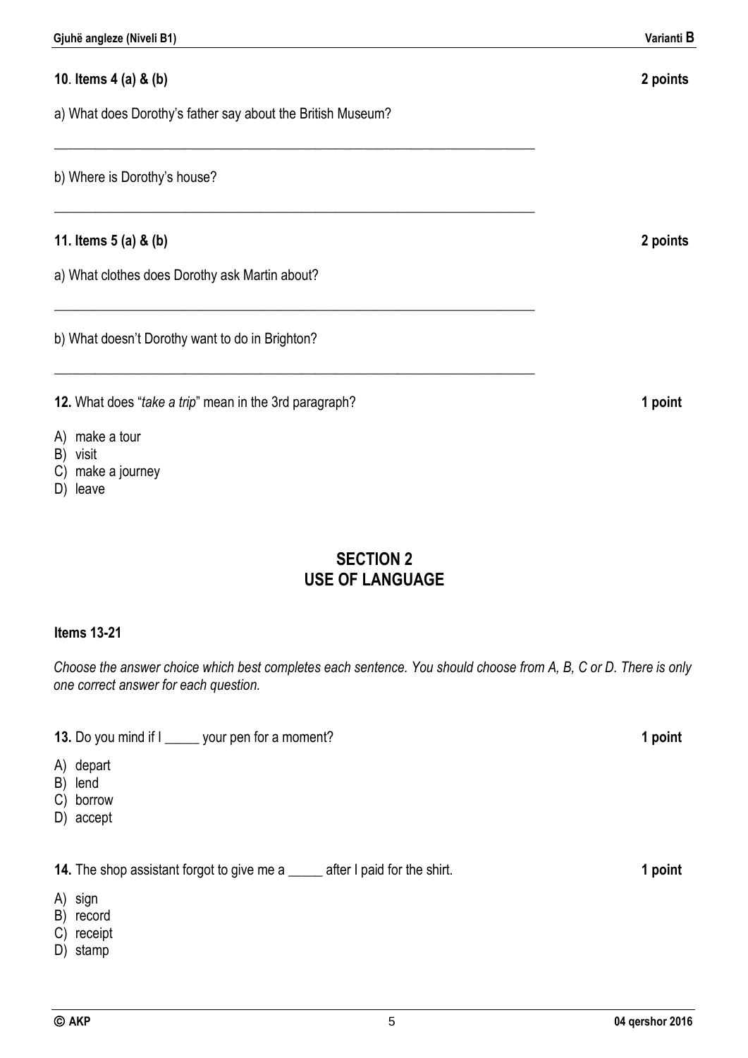**10**. **Items 4 (a) & (b)** **2 points**

a) What does Dorothy's father say about the British Museum?

______________________________________________________________________

b) Where is Dorothy's house?

______________________________________________________________________

**11. Items 5 (a) & (b)** **2 points**

a) What clothes does Dorothy ask Martin about?

______________________________________________________________________

b) What doesn't Dorothy want to do in Brighton?

______________________________________________________________________

**12.** What does "*take a trip*" mean in the 3rd paragraph? **1 point**

A) make a tour
B) visit
C) make a journey
D) leave

## SECTION 2
## USE OF LANGUAGE

**Items 13-21**

*Choose the answer choice which best completes each sentence. You should choose from A, B, C or D. There is only one correct answer for each question.*

**13.** Do you mind if I _____ your pen for a moment? **1 point**

A) depart
B) lend
C) borrow
D) accept

**14.** The shop assistant forgot to give me a _____ after I paid for the shirt. **1 point**

A) sign
B) record
C) receipt
D) stamp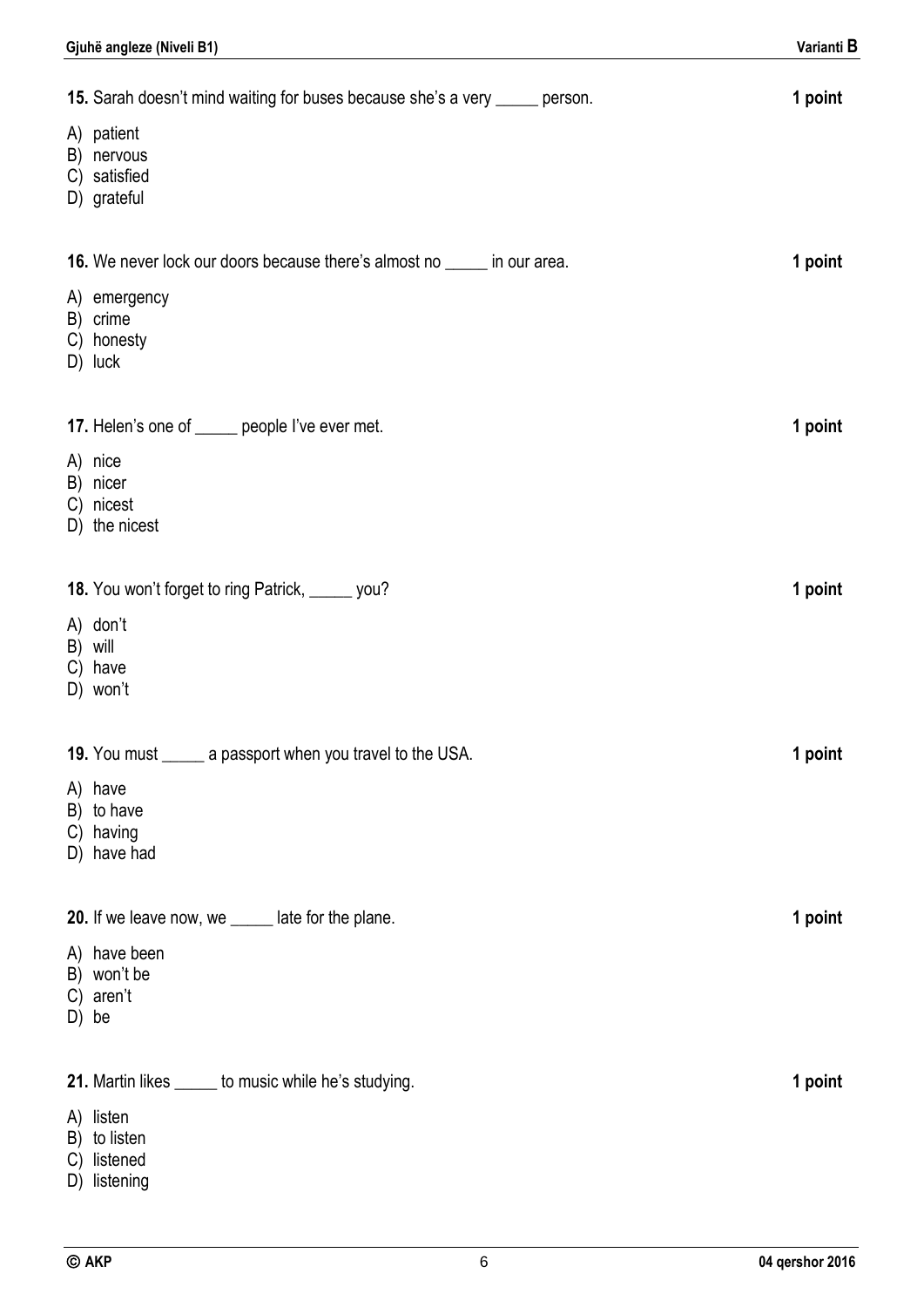**15.** Sarah doesn't mind waiting for buses because she's a very _____ person. **1 point**

A) patient
B) nervous
C) satisfied
D) grateful

**16.** We never lock our doors because there's almost no _____ in our area. **1 point**

A) emergency
B) crime
C) honesty
D) luck

**17.** Helen's one of _____ people I've ever met. **1 point**

A) nice
B) nicer
C) nicest
D) the nicest

**18.** You won't forget to ring Patrick, _____ you? **1 point**

A) don't
B) will
C) have
D) won't

**19.** You must _____ a passport when you travel to the USA. **1 point**

A) have
B) to have
C) having
D) have had

**20.** If we leave now, we _____ late for the plane. **1 point**

A) have been
B) won't be
C) aren't
D) be

**21.** Martin likes _____ to music while he's studying. **1 point**

A) listen
B) to listen
C) listened
D) listening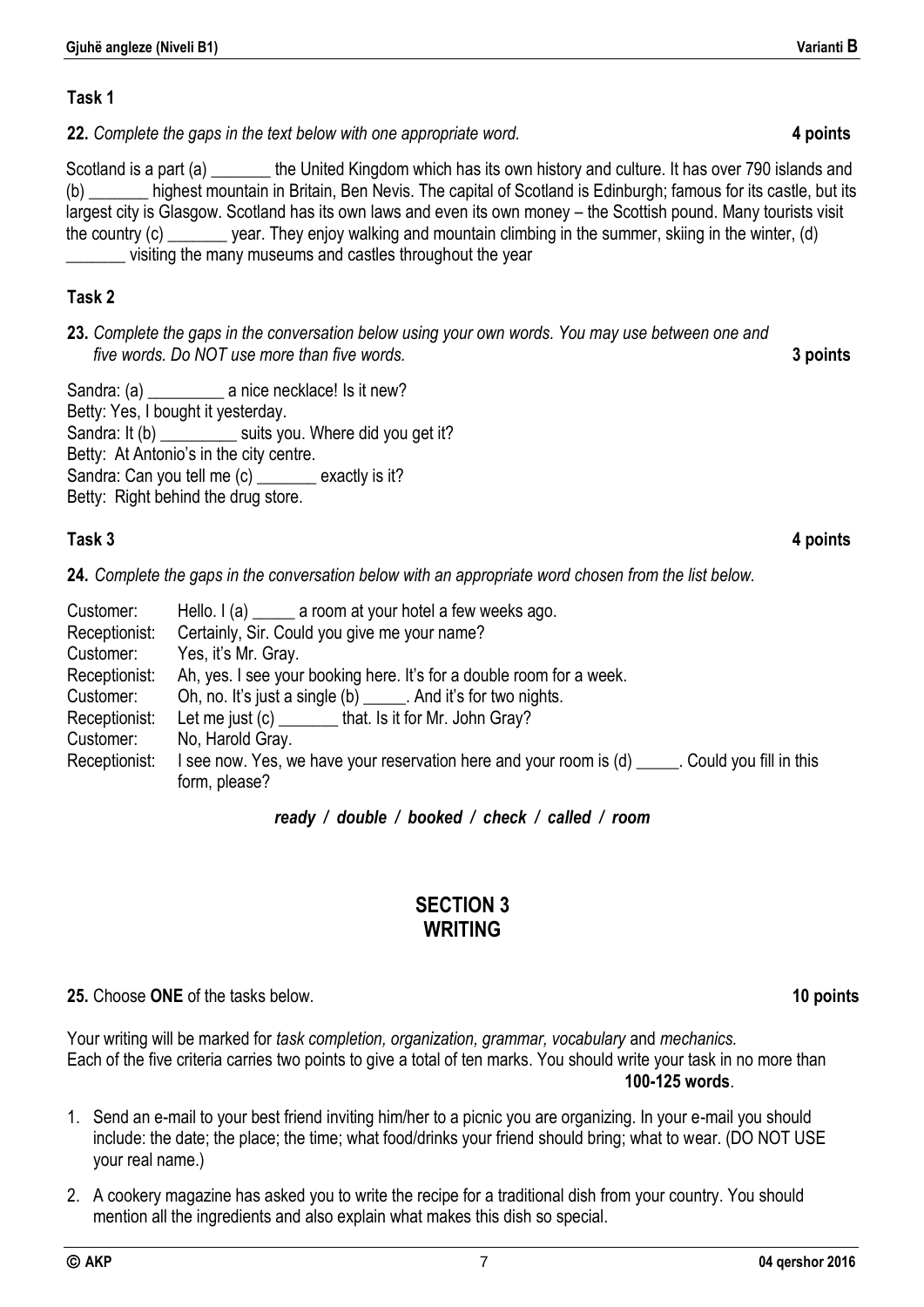### Task 1

**22.** *Complete the gaps in the text below with one appropriate word.* **4 points**

Scotland is a part (a) _______ the United Kingdom which has its own history and culture. It has over 790 islands and (b) _______ highest mountain in Britain, Ben Nevis. The capital of Scotland is Edinburgh; famous for its castle, but its largest city is Glasgow. Scotland has its own laws and even its own money – the Scottish pound. Many tourists visit the country (c) _______ year. They enjoy walking and mountain climbing in the summer, skiing in the winter, (d) _______ visiting the many museums and castles throughout the year

### Task 2

**23.** *Complete the gaps in the conversation below using your own words. You may use between one and five words. Do NOT use more than five words.* **3 points**

Sandra: (a) _________ a nice necklace! Is it new?
Betty: Yes, I bought it yesterday.
Sandra: It (b) _________ suits you. Where did you get it?
Betty: At Antonio's in the city centre.
Sandra: Can you tell me (c) _______ exactly is it?
Betty: Right behind the drug store.

### Task 3 **4 points**

**24.** *Complete the gaps in the conversation below with an appropriate word chosen from the list below.*

Customer: Hello. I (a) _____ a room at your hotel a few weeks ago.
Receptionist: Certainly, Sir. Could you give me your name?
Customer: Yes, it's Mr. Gray.
Receptionist: Ah, yes. I see your booking here. It's for a double room for a week.
Customer: Oh, no. It's just a single (b) _____. And it's for two nights.
Receptionist: Let me just (c) _______ that. Is it for Mr. John Gray?
Customer: No, Harold Gray.
Receptionist: I see now. Yes, we have your reservation here and your room is (d) _____. Could you fill in this form, please?

***ready / double / booked / check / called / room***

## SECTION 3
## WRITING

**25.** Choose **ONE** of the tasks below. **10 points**

Your writing will be marked for *task completion, organization, grammar, vocabulary* and *mechanics.*
Each of the five criteria carries two points to give a total of ten marks. You should write your task in no more than **100-125 words**.

1. Send an e-mail to your best friend inviting him/her to a picnic you are organizing. In your e-mail you should include: the date; the place; the time; what food/drinks your friend should bring; what to wear. (DO NOT USE your real name.)
2. A cookery magazine has asked you to write the recipe for a traditional dish from your country. You should mention all the ingredients and also explain what makes this dish so special.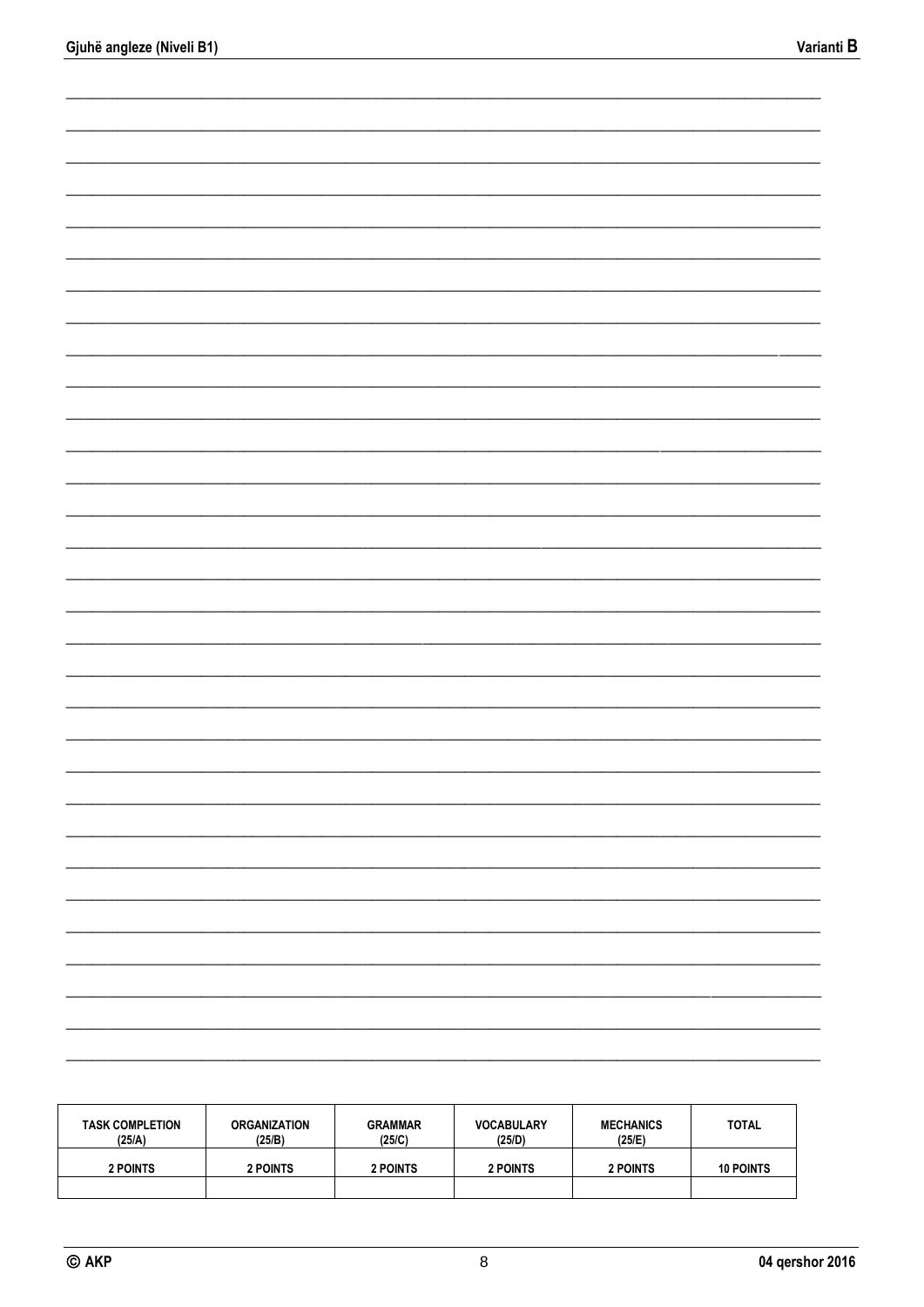| TASK COMPLETION (25/A) | ORGANIZATION (25/B) | GRAMMAR (25/C) | VOCABULARY (25/D) | MECHANICS (25/E) | TOTAL |
|---|---|---|---|---|---|
| 2 POINTS | 2 POINTS | 2 POINTS | 2 POINTS | 2 POINTS | 10 POINTS |
| | | | | | |